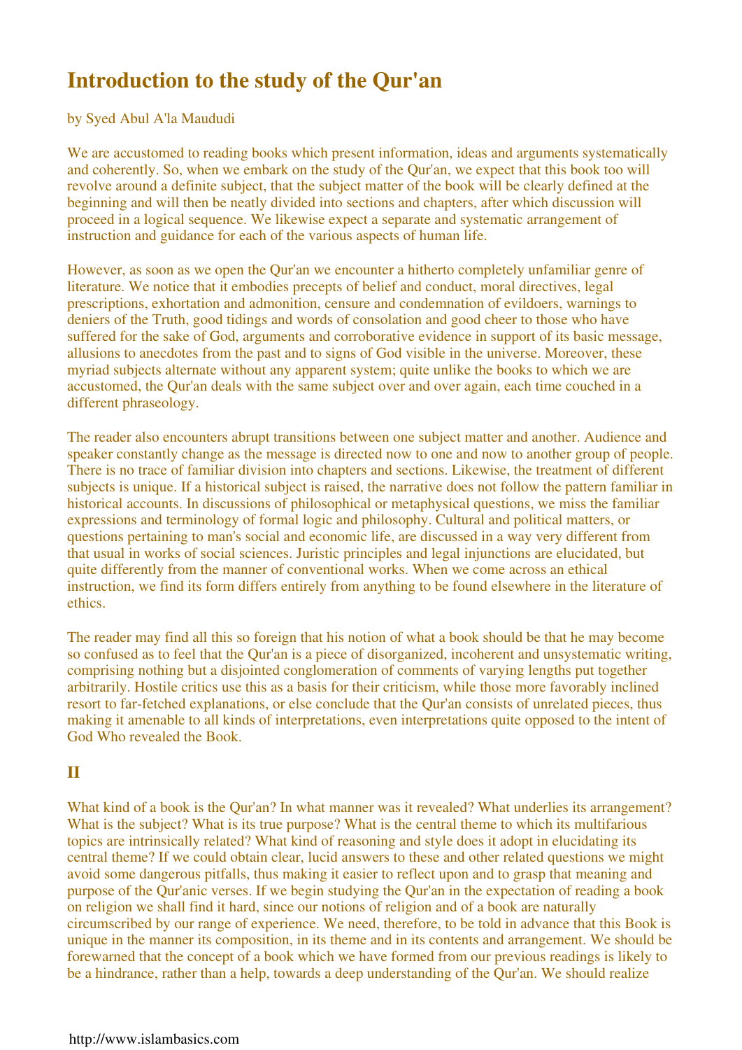# Introduction to the study of the Qur'an

by Syed Abul A'la Maududi

We are accustomed to reading books which present information, ideas and arguments systematically and coherently. So, when we embark on the study of the Qur'an, we expect that this book too will revolve around a definite subject, that the subject matter of the book will be clearly defined at the beginning and will then be neatly divided into sections and chapters, after which discussion will proceed in a logical sequence. We likewise expect a separate and systematic arrangement of instruction and guidance for each of the various aspects of human life.

However, as soon as we open the Qur'an we encounter a hitherto completely unfamiliar genre of literature. We notice that it embodies precepts of belief and conduct, moral directives, legal prescriptions, exhortation and admonition, censure and condemnation of evildoers, warnings to deniers of the Truth, good tidings and words of consolation and good cheer to those who have suffered for the sake of God, arguments and corroborative evidence in support of its basic message, allusions to anecdotes from the past and to signs of God visible in the universe. Moreover, these myriad subjects alternate without any apparent system; quite unlike the books to which we are accustomed, the Qur'an deals with the same subject over and over again, each time couched in a different phraseology.

The reader also encounters abrupt transitions between one subject matter and another. Audience and speaker constantly change as the message is directed now to one and now to another group of people. There is no trace of familiar division into chapters and sections. Likewise, the treatment of different subjects is unique. If a historical subject is raised, the narrative does not follow the pattern familiar in historical accounts. In discussions of philosophical or metaphysical questions, we miss the familiar expressions and terminology of formal logic and philosophy. Cultural and political matters, or questions pertaining to man's social and economic life, are discussed in a way very different from that usual in works of social sciences. Juristic principles and legal injunctions are elucidated, but quite differently from the manner of conventional works. When we come across an ethical instruction, we find its form differs entirely from anything to be found elsewhere in the literature of ethics.

The reader may find all this so foreign that his notion of what a book should be that he may become so confused as to feel that the Qur'an is a piece of disorganized, incoherent and unsystematic writing, comprising nothing but a disjointed conglomeration of comments of varying lengths put together arbitrarily. Hostile critics use this as a basis for their criticism, while those more favorably inclined resort to far-fetched explanations, or else conclude that the Qur'an consists of unrelated pieces, thus making it amenable to all kinds of interpretations, even interpretations quite opposed to the intent of God Who revealed the Book.

## II

What kind of a book is the Qur'an? In what manner was it revealed? What underlies its arrangement? What is the subject? What is its true purpose? What is the central theme to which its multifarious topics are intrinsically related? What kind of reasoning and style does it adopt in elucidating its central theme? If we could obtain clear, lucid answers to these and other related questions we might avoid some dangerous pitfalls, thus making it easier to reflect upon and to grasp that meaning and purpose of the Qur'anic verses. If we begin studying the Qur'an in the expectation of reading a book on religion we shall find it hard, since our notions of religion and of a book are naturally circumscribed by our range of experience. We need, therefore, to be told in advance that this Book is unique in the manner its composition, in its theme and in its contents and arrangement. We should be forewarned that the concept of a book which we have formed from our previous readings is likely to be a hindrance, rather than a help, towards a deep understanding of the Qur'an. We should realize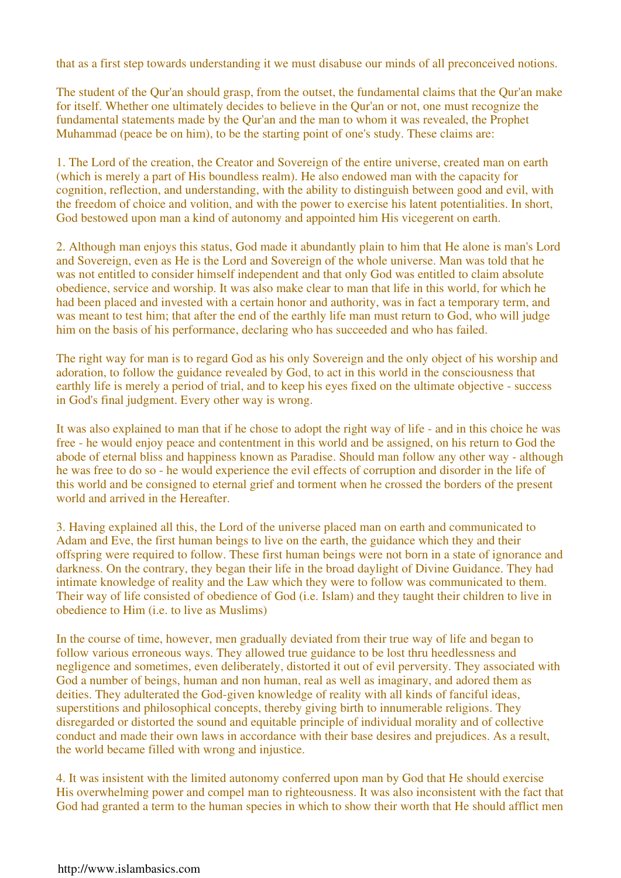that as a first step towards understanding it we must disabuse our minds of all preconceived notions.

The student of the Qur'an should grasp, from the outset, the fundamental claims that the Qur'an make for itself. Whether one ultimately decides to believe in the Qur'an or not, one must recognize the fundamental statements made by the Qur'an and the man to whom it was revealed, the Prophet Muhammad (peace be on him), to be the starting point of one's study. These claims are:

1. The Lord of the creation, the Creator and Sovereign of the entire universe, created man on earth (which is merely a part of His boundless realm). He also endowed man with the capacity for cognition, reflection, and understanding, with the ability to distinguish between good and evil, with the freedom of choice and volition, and with the power to exercise his latent potentialities. In short, God bestowed upon man a kind of autonomy and appointed him His vicegerent on earth.

2. Although man enjoys this status, God made it abundantly plain to him that He alone is man's Lord and Sovereign, even as He is the Lord and Sovereign of the whole universe. Man was told that he was not entitled to consider himself independent and that only God was entitled to claim absolute obedience, service and worship. It was also make clear to man that life in this world, for which he had been placed and invested with a certain honor and authority, was in fact a temporary term, and was meant to test him; that after the end of the earthly life man must return to God, who will judge him on the basis of his performance, declaring who has succeeded and who has failed.

The right way for man is to regard God as his only Sovereign and the only object of his worship and adoration, to follow the guidance revealed by God, to act in this world in the consciousness that earthly life is merely a period of trial, and to keep his eyes fixed on the ultimate objective - success in God's final judgment. Every other way is wrong.

It was also explained to man that if he chose to adopt the right way of life - and in this choice he was free - he would enjoy peace and contentment in this world and be assigned, on his return to God the abode of eternal bliss and happiness known as Paradise. Should man follow any other way - although he was free to do so - he would experience the evil effects of corruption and disorder in the life of this world and be consigned to eternal grief and torment when he crossed the borders of the present world and arrived in the Hereafter.

3. Having explained all this, the Lord of the universe placed man on earth and communicated to Adam and Eve, the first human beings to live on the earth, the guidance which they and their offspring were required to follow. These first human beings were not born in a state of ignorance and darkness. On the contrary, they began their life in the broad daylight of Divine Guidance. They had intimate knowledge of reality and the Law which they were to follow was communicated to them. Their way of life consisted of obedience of God (i.e. Islam) and they taught their children to live in obedience to Him (i.e. to live as Muslims)

In the course of time, however, men gradually deviated from their true way of life and began to follow various erroneous ways. They allowed true guidance to be lost thru heedlessness and negligence and sometimes, even deliberately, distorted it out of evil perversity. They associated with God a number of beings, human and non human, real as well as imaginary, and adored them as deities. They adulterated the God-given knowledge of reality with all kinds of fanciful ideas, superstitions and philosophical concepts, thereby giving birth to innumerable religions. They disregarded or distorted the sound and equitable principle of individual morality and of collective conduct and made their own laws in accordance with their base desires and prejudices. As a result, the world became filled with wrong and injustice.

4. It was insistent with the limited autonomy conferred upon man by God that He should exercise His overwhelming power and compel man to righteousness. It was also inconsistent with the fact that God had granted a term to the human species in which to show their worth that He should afflict men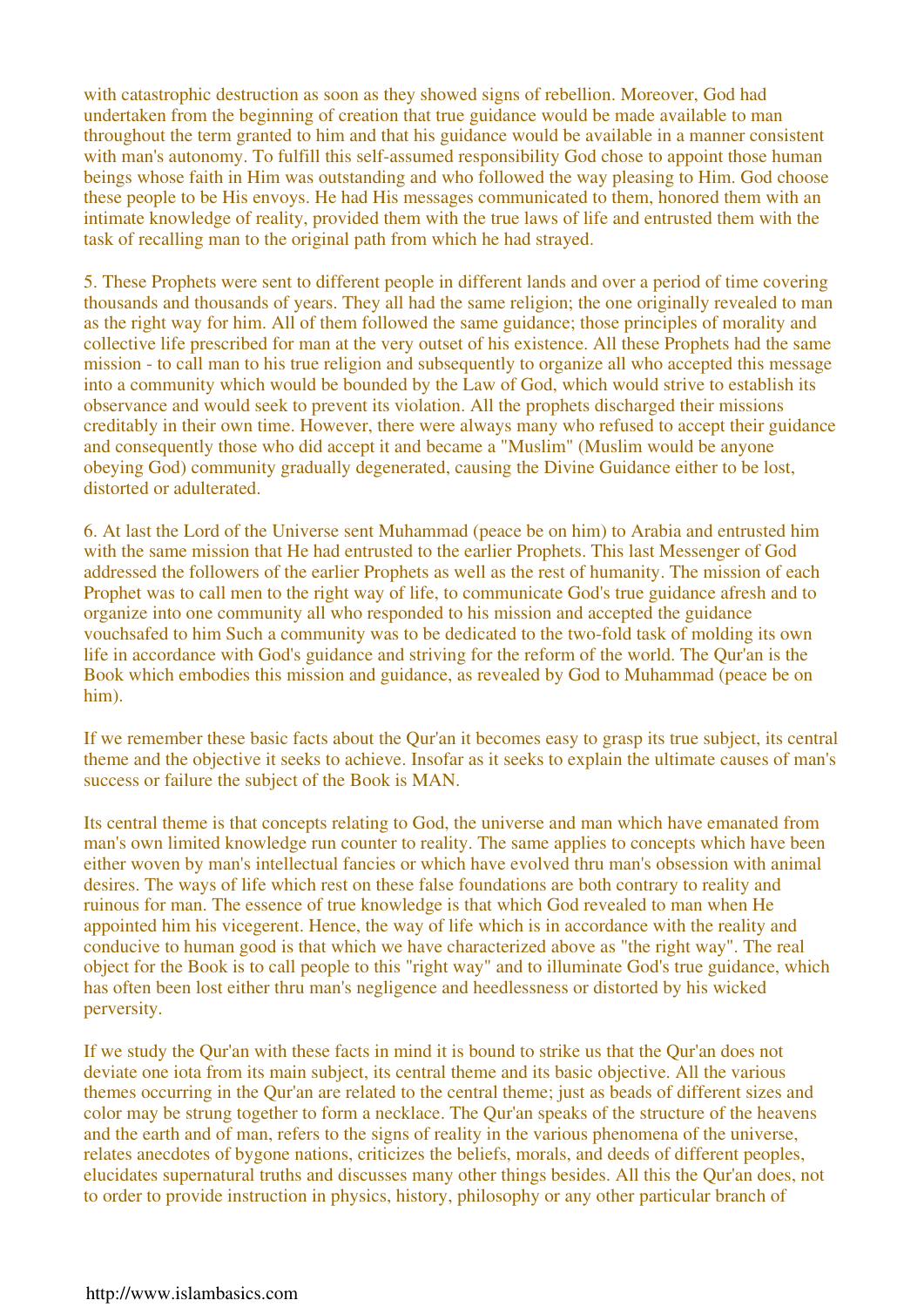with catastrophic destruction as soon as they showed signs of rebellion. Moreover, God had undertaken from the beginning of creation that true guidance would be made available to man throughout the term granted to him and that his guidance would be available in a manner consistent with man's autonomy. To fulfill this self-assumed responsibility God chose to appoint those human beings whose faith in Him was outstanding and who followed the way pleasing to Him. God choose these people to be His envoys. He had His messages communicated to them, honored them with an intimate knowledge of reality, provided them with the true laws of life and entrusted them with the task of recalling man to the original path from which he had strayed.

5. These Prophets were sent to different people in different lands and over a period of time covering thousands and thousands of years. They all had the same religion; the one originally revealed to man as the right way for him. All of them followed the same guidance; those principles of morality and collective life prescribed for man at the very outset of his existence. All these Prophets had the same mission - to call man to his true religion and subsequently to organize all who accepted this message into a community which would be bounded by the Law of God, which would strive to establish its observance and would seek to prevent its violation. All the prophets discharged their missions creditably in their own time. However, there were always many who refused to accept their guidance and consequently those who did accept it and became a "Muslim" (Muslim would be anyone obeying God) community gradually degenerated, causing the Divine Guidance either to be lost, distorted or adulterated.

6. At last the Lord of the Universe sent Muhammad (peace be on him) to Arabia and entrusted him with the same mission that He had entrusted to the earlier Prophets. This last Messenger of God addressed the followers of the earlier Prophets as well as the rest of humanity. The mission of each Prophet was to call men to the right way of life, to communicate God's true guidance afresh and to organize into one community all who responded to his mission and accepted the guidance vouchsafed to him Such a community was to be dedicated to the two-fold task of molding its own life in accordance with God's guidance and striving for the reform of the world. The Qur'an is the Book which embodies this mission and guidance, as revealed by God to Muhammad (peace be on him).

If we remember these basic facts about the Qur'an it becomes easy to grasp its true subject, its central theme and the objective it seeks to achieve. Insofar as it seeks to explain the ultimate causes of man's success or failure the subject of the Book is MAN.

Its central theme is that concepts relating to God, the universe and man which have emanated from man's own limited knowledge run counter to reality. The same applies to concepts which have been either woven by man's intellectual fancies or which have evolved thru man's obsession with animal desires. The ways of life which rest on these false foundations are both contrary to reality and ruinous for man. The essence of true knowledge is that which God revealed to man when He appointed him his vicegerent. Hence, the way of life which is in accordance with the reality and conducive to human good is that which we have characterized above as "the right way". The real object for the Book is to call people to this "right way" and to illuminate God's true guidance, which has often been lost either thru man's negligence and heedlessness or distorted by his wicked perversity.

If we study the Qur'an with these facts in mind it is bound to strike us that the Qur'an does not deviate one iota from its main subject, its central theme and its basic objective. All the various themes occurring in the Qur'an are related to the central theme; just as beads of different sizes and color may be strung together to form a necklace. The Qur'an speaks of the structure of the heavens and the earth and of man, refers to the signs of reality in the various phenomena of the universe, relates anecdotes of bygone nations, criticizes the beliefs, morals, and deeds of different peoples, elucidates supernatural truths and discusses many other things besides. All this the Qur'an does, not to order to provide instruction in physics, history, philosophy or any other particular branch of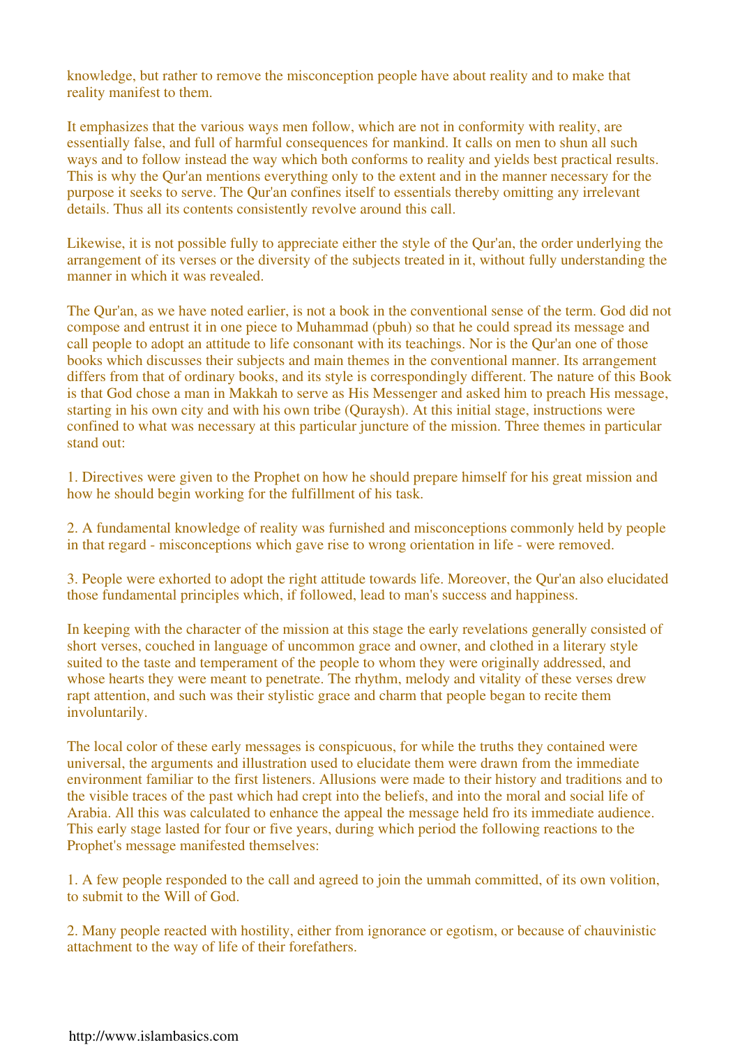knowledge, but rather to remove the misconception people have about reality and to make that reality manifest to them.

It emphasizes that the various ways men follow, which are not in conformity with reality, are essentially false, and full of harmful consequences for mankind. It calls on men to shun all such ways and to follow instead the way which both conforms to reality and yields best practical results. This is why the Qur'an mentions everything only to the extent and in the manner necessary for the purpose it seeks to serve. The Qur'an confines itself to essentials thereby omitting any irrelevant details. Thus all its contents consistently revolve around this call.

Likewise, it is not possible fully to appreciate either the style of the Qur'an, the order underlying the arrangement of its verses or the diversity of the subjects treated in it, without fully understanding the manner in which it was revealed.

The Qur'an, as we have noted earlier, is not a book in the conventional sense of the term. God did not compose and entrust it in one piece to Muhammad (pbuh) so that he could spread its message and call people to adopt an attitude to life consonant with its teachings. Nor is the Qur'an one of those books which discusses their subjects and main themes in the conventional manner. Its arrangement differs from that of ordinary books, and its style is correspondingly different. The nature of this Book is that God chose a man in Makkah to serve as His Messenger and asked him to preach His message, starting in his own city and with his own tribe (Quraysh). At this initial stage, instructions were confined to what was necessary at this particular juncture of the mission. Three themes in particular stand out:

1. Directives were given to the Prophet on how he should prepare himself for his great mission and how he should begin working for the fulfillment of his task.

2. A fundamental knowledge of reality was furnished and misconceptions commonly held by people in that regard - misconceptions which gave rise to wrong orientation in life - were removed.

3. People were exhorted to adopt the right attitude towards life. Moreover, the Qur'an also elucidated those fundamental principles which, if followed, lead to man's success and happiness.

In keeping with the character of the mission at this stage the early revelations generally consisted of short verses, couched in language of uncommon grace and owner, and clothed in a literary style suited to the taste and temperament of the people to whom they were originally addressed, and whose hearts they were meant to penetrate. The rhythm, melody and vitality of these verses drew rapt attention, and such was their stylistic grace and charm that people began to recite them involuntarily.

The local color of these early messages is conspicuous, for while the truths they contained were universal, the arguments and illustration used to elucidate them were drawn from the immediate environment familiar to the first listeners. Allusions were made to their history and traditions and to the visible traces of the past which had crept into the beliefs, and into the moral and social life of Arabia. All this was calculated to enhance the appeal the message held fro its immediate audience. This early stage lasted for four or five years, during which period the following reactions to the Prophet's message manifested themselves:

1. A few people responded to the call and agreed to join the ummah committed, of its own volition, to submit to the Will of God.

2. Many people reacted with hostility, either from ignorance or egotism, or because of chauvinistic attachment to the way of life of their forefathers.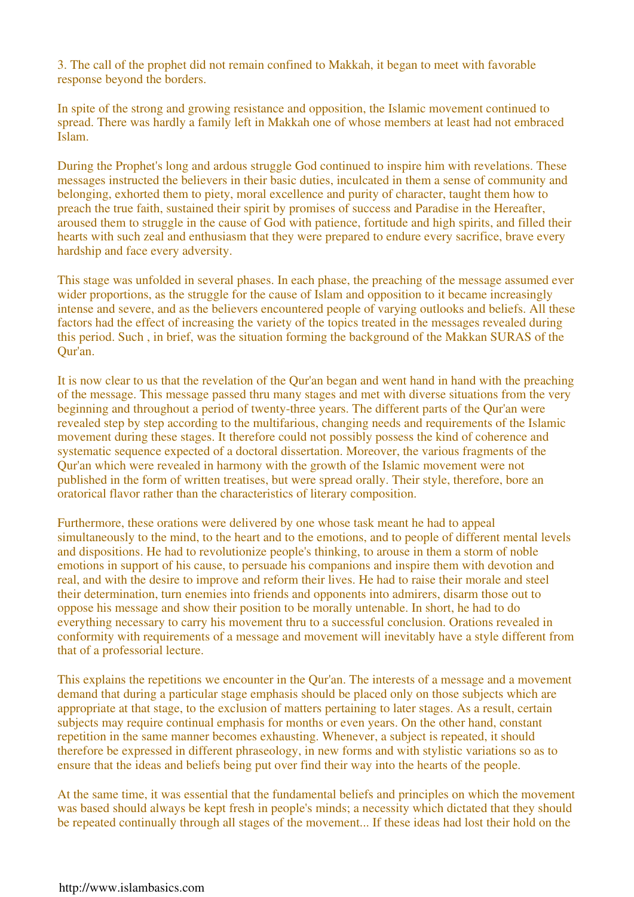3. The call of the prophet did not remain confined to Makkah, it began to meet with favorable response beyond the borders.

In spite of the strong and growing resistance and opposition, the Islamic movement continued to spread. There was hardly a family left in Makkah one of whose members at least had not embraced Islam.

During the Prophet's long and ardous struggle God continued to inspire him with revelations. These messages instructed the believers in their basic duties, inculcated in them a sense of community and belonging, exhorted them to piety, moral excellence and purity of character, taught them how to preach the true faith, sustained their spirit by promises of success and Paradise in the Hereafter, aroused them to struggle in the cause of God with patience, fortitude and high spirits, and filled their hearts with such zeal and enthusiasm that they were prepared to endure every sacrifice, brave every hardship and face every adversity.

This stage was unfolded in several phases. In each phase, the preaching of the message assumed ever wider proportions, as the struggle for the cause of Islam and opposition to it became increasingly intense and severe, and as the believers encountered people of varying outlooks and beliefs. All these factors had the effect of increasing the variety of the topics treated in the messages revealed during this period. Such , in brief, was the situation forming the background of the Makkan SURAS of the Qur'an.

It is now clear to us that the revelation of the Qur'an began and went hand in hand with the preaching of the message. This message passed thru many stages and met with diverse situations from the very beginning and throughout a period of twenty-three years. The different parts of the Qur'an were revealed step by step according to the multifarious, changing needs and requirements of the Islamic movement during these stages. It therefore could not possibly possess the kind of coherence and systematic sequence expected of a doctoral dissertation. Moreover, the various fragments of the Qur'an which were revealed in harmony with the growth of the Islamic movement were not published in the form of written treatises, but were spread orally. Their style, therefore, bore an oratorical flavor rather than the characteristics of literary composition.

Furthermore, these orations were delivered by one whose task meant he had to appeal simultaneously to the mind, to the heart and to the emotions, and to people of different mental levels and dispositions. He had to revolutionize people's thinking, to arouse in them a storm of noble emotions in support of his cause, to persuade his companions and inspire them with devotion and real, and with the desire to improve and reform their lives. He had to raise their morale and steel their determination, turn enemies into friends and opponents into admirers, disarm those out to oppose his message and show their position to be morally untenable. In short, he had to do everything necessary to carry his movement thru to a successful conclusion. Orations revealed in conformity with requirements of a message and movement will inevitably have a style different from that of a professorial lecture.

This explains the repetitions we encounter in the Qur'an. The interests of a message and a movement demand that during a particular stage emphasis should be placed only on those subjects which are appropriate at that stage, to the exclusion of matters pertaining to later stages. As a result, certain subjects may require continual emphasis for months or even years. On the other hand, constant repetition in the same manner becomes exhausting. Whenever, a subject is repeated, it should therefore be expressed in different phraseology, in new forms and with stylistic variations so as to ensure that the ideas and beliefs being put over find their way into the hearts of the people.

At the same time, it was essential that the fundamental beliefs and principles on which the movement was based should always be kept fresh in people's minds; a necessity which dictated that they should be repeated continually through all stages of the movement... If these ideas had lost their hold on the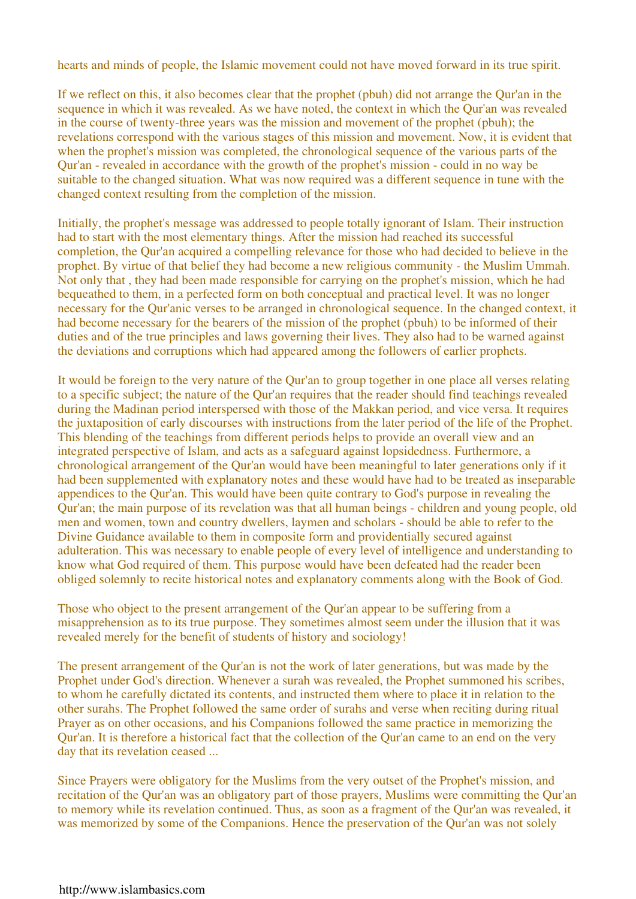hearts and minds of people, the Islamic movement could not have moved forward in its true spirit.

If we reflect on this, it also becomes clear that the prophet (pbuh) did not arrange the Qur'an in the sequence in which it was revealed. As we have noted, the context in which the Qur'an was revealed in the course of twenty-three years was the mission and movement of the prophet (pbuh); the revelations correspond with the various stages of this mission and movement. Now, it is evident that when the prophet's mission was completed, the chronological sequence of the various parts of the Qur'an - revealed in accordance with the growth of the prophet's mission - could in no way be suitable to the changed situation. What was now required was a different sequence in tune with the changed context resulting from the completion of the mission.

Initially, the prophet's message was addressed to people totally ignorant of Islam. Their instruction had to start with the most elementary things. After the mission had reached its successful completion, the Qur'an acquired a compelling relevance for those who had decided to believe in the prophet. By virtue of that belief they had become a new religious community - the Muslim Ummah. Not only that , they had been made responsible for carrying on the prophet's mission, which he had bequeathed to them, in a perfected form on both conceptual and practical level. It was no longer necessary for the Qur'anic verses to be arranged in chronological sequence. In the changed context, it had become necessary for the bearers of the mission of the prophet (pbuh) to be informed of their duties and of the true principles and laws governing their lives. They also had to be warned against the deviations and corruptions which had appeared among the followers of earlier prophets.

It would be foreign to the very nature of the Qur'an to group together in one place all verses relating to a specific subject; the nature of the Qur'an requires that the reader should find teachings revealed during the Madinan period interspersed with those of the Makkan period, and vice versa. It requires the juxtaposition of early discourses with instructions from the later period of the life of the Prophet. This blending of the teachings from different periods helps to provide an overall view and an integrated perspective of Islam, and acts as a safeguard against lopsidedness. Furthermore, a chronological arrangement of the Qur'an would have been meaningful to later generations only if it had been supplemented with explanatory notes and these would have had to be treated as inseparable appendices to the Qur'an. This would have been quite contrary to God's purpose in revealing the Qur'an; the main purpose of its revelation was that all human beings - children and young people, old men and women, town and country dwellers, laymen and scholars - should be able to refer to the Divine Guidance available to them in composite form and providentially secured against adulteration. This was necessary to enable people of every level of intelligence and understanding to know what God required of them. This purpose would have been defeated had the reader been obliged solemnly to recite historical notes and explanatory comments along with the Book of God.

Those who object to the present arrangement of the Qur'an appear to be suffering from a misapprehension as to its true purpose. They sometimes almost seem under the illusion that it was revealed merely for the benefit of students of history and sociology!

The present arrangement of the Qur'an is not the work of later generations, but was made by the Prophet under God's direction. Whenever a surah was revealed, the Prophet summoned his scribes, to whom he carefully dictated its contents, and instructed them where to place it in relation to the other surahs. The Prophet followed the same order of surahs and verse when reciting during ritual Prayer as on other occasions, and his Companions followed the same practice in memorizing the Qur'an. It is therefore a historical fact that the collection of the Qur'an came to an end on the very day that its revelation ceased ...

Since Prayers were obligatory for the Muslims from the very outset of the Prophet's mission, and recitation of the Qur'an was an obligatory part of those prayers, Muslims were committing the Qur'an to memory while its revelation continued. Thus, as soon as a fragment of the Qur'an was revealed, it was memorized by some of the Companions. Hence the preservation of the Qur'an was not solely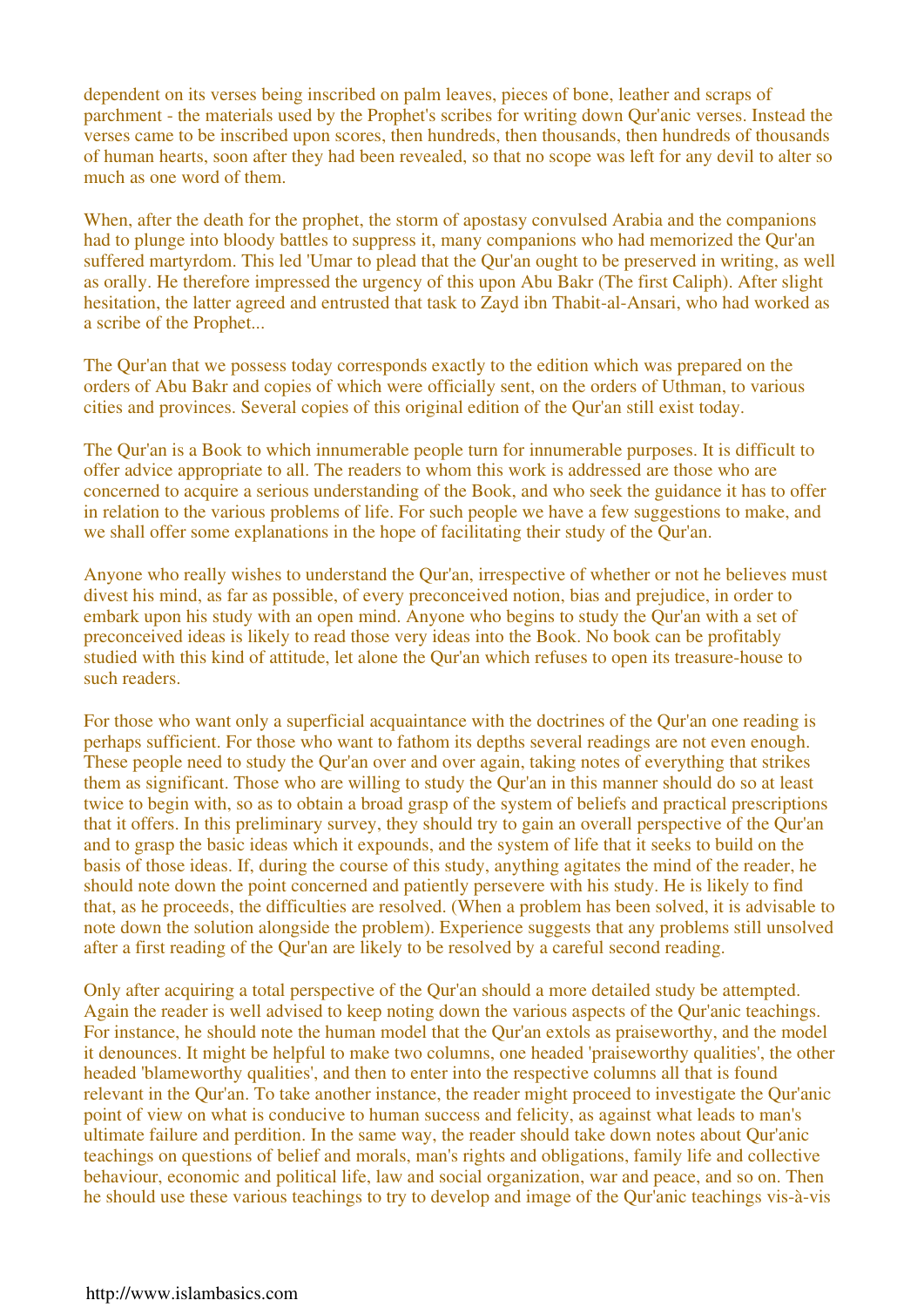dependent on its verses being inscribed on palm leaves, pieces of bone, leather and scraps of parchment - the materials used by the Prophet's scribes for writing down Qur'anic verses. Instead the verses came to be inscribed upon scores, then hundreds, then thousands, then hundreds of thousands of human hearts, soon after they had been revealed, so that no scope was left for any devil to alter so much as one word of them.

When, after the death for the prophet, the storm of apostasy convulsed Arabia and the companions had to plunge into bloody battles to suppress it, many companions who had memorized the Qur'an suffered martyrdom. This led 'Umar to plead that the Qur'an ought to be preserved in writing, as well as orally. He therefore impressed the urgency of this upon Abu Bakr (The first Caliph). After slight hesitation, the latter agreed and entrusted that task to Zayd ibn Thabit-al-Ansari, who had worked as a scribe of the Prophet...

The Qur'an that we possess today corresponds exactly to the edition which was prepared on the orders of Abu Bakr and copies of which were officially sent, on the orders of Uthman, to various cities and provinces. Several copies of this original edition of the Qur'an still exist today.

The Qur'an is a Book to which innumerable people turn for innumerable purposes. It is difficult to offer advice appropriate to all. The readers to whom this work is addressed are those who are concerned to acquire a serious understanding of the Book, and who seek the guidance it has to offer in relation to the various problems of life. For such people we have a few suggestions to make, and we shall offer some explanations in the hope of facilitating their study of the Qur'an.

Anyone who really wishes to understand the Qur'an, irrespective of whether or not he believes must divest his mind, as far as possible, of every preconceived notion, bias and prejudice, in order to embark upon his study with an open mind. Anyone who begins to study the Qur'an with a set of preconceived ideas is likely to read those very ideas into the Book. No book can be profitably studied with this kind of attitude, let alone the Qur'an which refuses to open its treasure-house to such readers.

For those who want only a superficial acquaintance with the doctrines of the Qur'an one reading is perhaps sufficient. For those who want to fathom its depths several readings are not even enough. These people need to study the Qur'an over and over again, taking notes of everything that strikes them as significant. Those who are willing to study the Qur'an in this manner should do so at least twice to begin with, so as to obtain a broad grasp of the system of beliefs and practical prescriptions that it offers. In this preliminary survey, they should try to gain an overall perspective of the Qur'an and to grasp the basic ideas which it expounds, and the system of life that it seeks to build on the basis of those ideas. If, during the course of this study, anything agitates the mind of the reader, he should note down the point concerned and patiently persevere with his study. He is likely to find that, as he proceeds, the difficulties are resolved. (When a problem has been solved, it is advisable to note down the solution alongside the problem). Experience suggests that any problems still unsolved after a first reading of the Qur'an are likely to be resolved by a careful second reading.

Only after acquiring a total perspective of the Qur'an should a more detailed study be attempted. Again the reader is well advised to keep noting down the various aspects of the Qur'anic teachings. For instance, he should note the human model that the Qur'an extols as praiseworthy, and the model it denounces. It might be helpful to make two columns, one headed 'praiseworthy qualities', the other headed 'blameworthy qualities', and then to enter into the respective columns all that is found relevant in the Qur'an. To take another instance, the reader might proceed to investigate the Qur'anic point of view on what is conducive to human success and felicity, as against what leads to man's ultimate failure and perdition. In the same way, the reader should take down notes about Qur'anic teachings on questions of belief and morals, man's rights and obligations, family life and collective behaviour, economic and political life, law and social organization, war and peace, and so on. Then he should use these various teachings to try to develop and image of the Qur'anic teachings vis-à-vis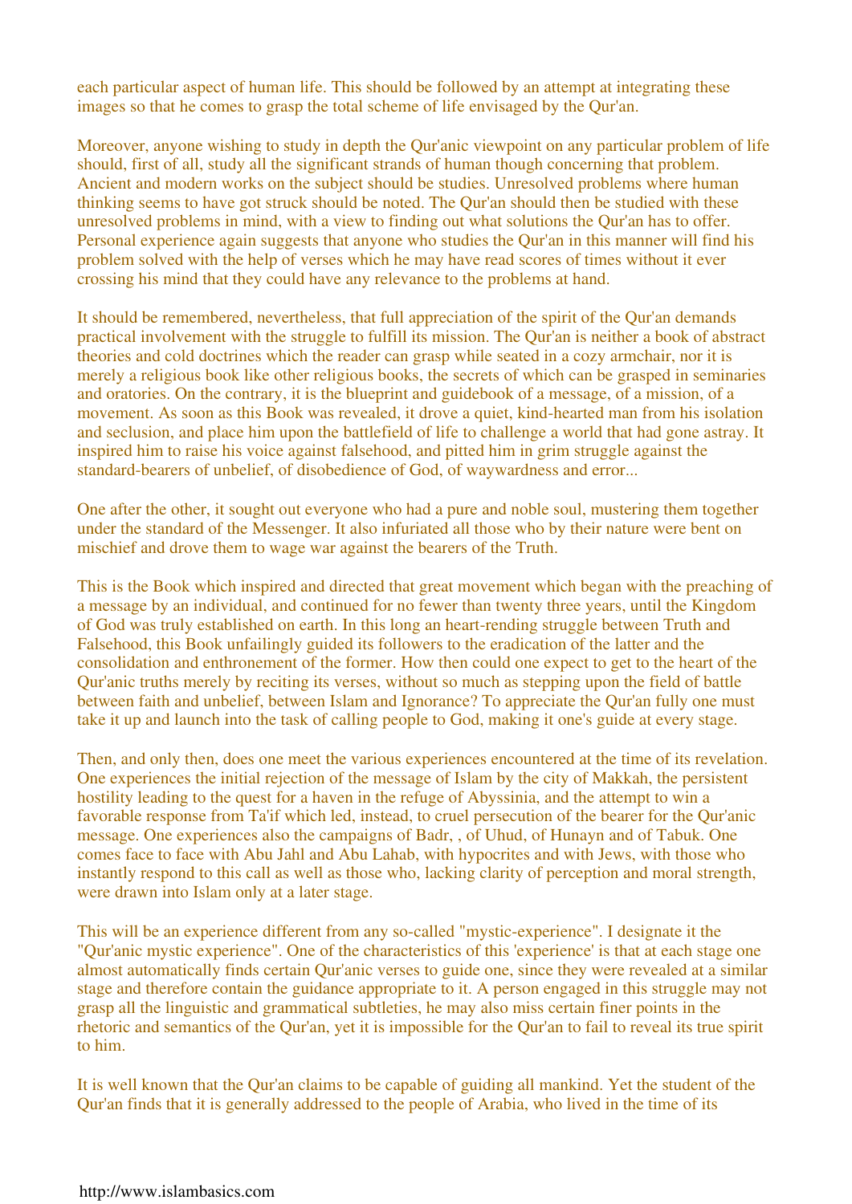each particular aspect of human life. This should be followed by an attempt at integrating these images so that he comes to grasp the total scheme of life envisaged by the Qur'an.

Moreover, anyone wishing to study in depth the Qur'anic viewpoint on any particular problem of life should, first of all, study all the significant strands of human though concerning that problem. Ancient and modern works on the subject should be studies. Unresolved problems where human thinking seems to have got struck should be noted. The Qur'an should then be studied with these unresolved problems in mind, with a view to finding out what solutions the Qur'an has to offer. Personal experience again suggests that anyone who studies the Qur'an in this manner will find his problem solved with the help of verses which he may have read scores of times without it ever crossing his mind that they could have any relevance to the problems at hand.

It should be remembered, nevertheless, that full appreciation of the spirit of the Qur'an demands practical involvement with the struggle to fulfill its mission. The Qur'an is neither a book of abstract theories and cold doctrines which the reader can grasp while seated in a cozy armchair, nor it is merely a religious book like other religious books, the secrets of which can be grasped in seminaries and oratories. On the contrary, it is the blueprint and guidebook of a message, of a mission, of a movement. As soon as this Book was revealed, it drove a quiet, kind-hearted man from his isolation and seclusion, and place him upon the battlefield of life to challenge a world that had gone astray. It inspired him to raise his voice against falsehood, and pitted him in grim struggle against the standard-bearers of unbelief, of disobedience of God, of waywardness and error...

One after the other, it sought out everyone who had a pure and noble soul, mustering them together under the standard of the Messenger. It also infuriated all those who by their nature were bent on mischief and drove them to wage war against the bearers of the Truth.

This is the Book which inspired and directed that great movement which began with the preaching of a message by an individual, and continued for no fewer than twenty three years, until the Kingdom of God was truly established on earth. In this long an heart-rending struggle between Truth and Falsehood, this Book unfailingly guided its followers to the eradication of the latter and the consolidation and enthronement of the former. How then could one expect to get to the heart of the Qur'anic truths merely by reciting its verses, without so much as stepping upon the field of battle between faith and unbelief, between Islam and Ignorance? To appreciate the Qur'an fully one must take it up and launch into the task of calling people to God, making it one's guide at every stage.

Then, and only then, does one meet the various experiences encountered at the time of its revelation. One experiences the initial rejection of the message of Islam by the city of Makkah, the persistent hostility leading to the quest for a haven in the refuge of Abyssinia, and the attempt to win a favorable response from Ta'if which led, instead, to cruel persecution of the bearer for the Qur'anic message. One experiences also the campaigns of Badr, , of Uhud, of Hunayn and of Tabuk. One comes face to face with Abu Jahl and Abu Lahab, with hypocrites and with Jews, with those who instantly respond to this call as well as those who, lacking clarity of perception and moral strength, were drawn into Islam only at a later stage.

This will be an experience different from any so-called "mystic-experience". I designate it the "Qur'anic mystic experience". One of the characteristics of this 'experience' is that at each stage one almost automatically finds certain Qur'anic verses to guide one, since they were revealed at a similar stage and therefore contain the guidance appropriate to it. A person engaged in this struggle may not grasp all the linguistic and grammatical subtleties, he may also miss certain finer points in the rhetoric and semantics of the Qur'an, yet it is impossible for the Qur'an to fail to reveal its true spirit to him.

It is well known that the Qur'an claims to be capable of guiding all mankind. Yet the student of the Qur'an finds that it is generally addressed to the people of Arabia, who lived in the time of its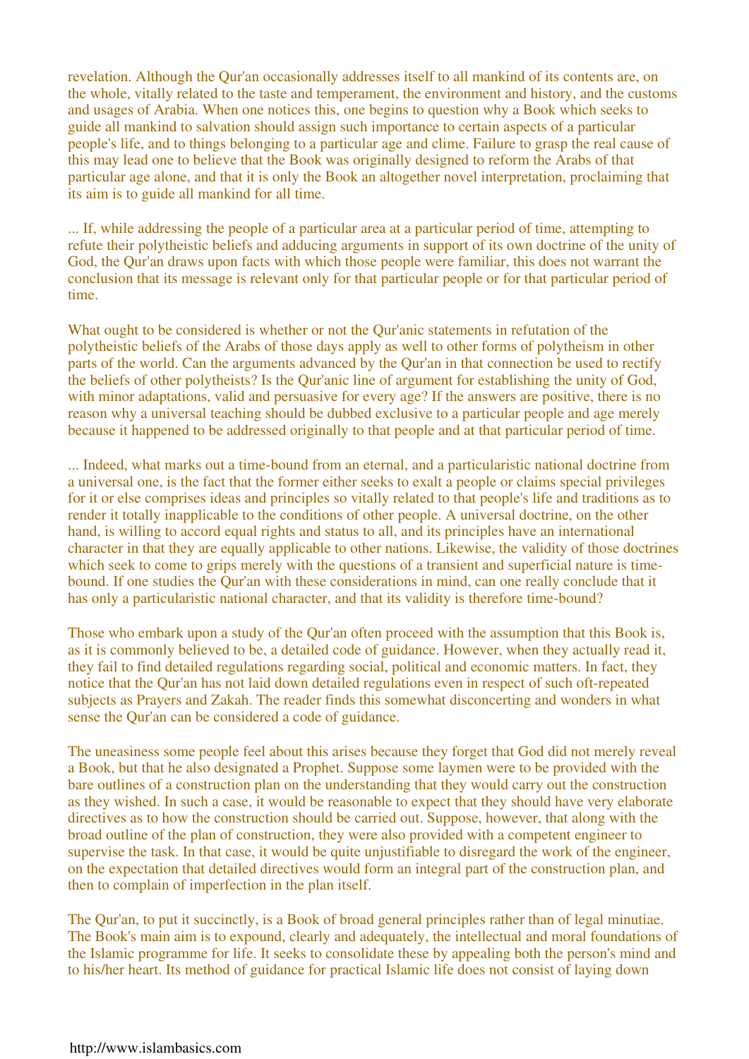revelation. Although the Qur'an occasionally addresses itself to all mankind of its contents are, on the whole, vitally related to the taste and temperament, the environment and history, and the customs and usages of Arabia. When one notices this, one begins to question why a Book which seeks to guide all mankind to salvation should assign such importance to certain aspects of a particular people's life, and to things belonging to a particular age and clime. Failure to grasp the real cause of this may lead one to believe that the Book was originally designed to reform the Arabs of that particular age alone, and that it is only the Book an altogether novel interpretation, proclaiming that its aim is to guide all mankind for all time.

... If, while addressing the people of a particular area at a particular period of time, attempting to refute their polytheistic beliefs and adducing arguments in support of its own doctrine of the unity of God, the Qur'an draws upon facts with which those people were familiar, this does not warrant the conclusion that its message is relevant only for that particular people or for that particular period of time.

What ought to be considered is whether or not the Qur'anic statements in refutation of the polytheistic beliefs of the Arabs of those days apply as well to other forms of polytheism in other parts of the world. Can the arguments advanced by the Qur'an in that connection be used to rectify the beliefs of other polytheists? Is the Qur'anic line of argument for establishing the unity of God, with minor adaptations, valid and persuasive for every age? If the answers are positive, there is no reason why a universal teaching should be dubbed exclusive to a particular people and age merely because it happened to be addressed originally to that people and at that particular period of time.

... Indeed, what marks out a time-bound from an eternal, and a particularistic national doctrine from a universal one, is the fact that the former either seeks to exalt a people or claims special privileges for it or else comprises ideas and principles so vitally related to that people's life and traditions as to render it totally inapplicable to the conditions of other people. A universal doctrine, on the other hand, is willing to accord equal rights and status to all, and its principles have an international character in that they are equally applicable to other nations. Likewise, the validity of those doctrines which seek to come to grips merely with the questions of a transient and superficial nature is time-bound. If one studies the Qur'an with these considerations in mind, can one really conclude that it has only a particularistic national character, and that its validity is therefore time-bound?

Those who embark upon a study of the Qur'an often proceed with the assumption that this Book is, as it is commonly believed to be, a detailed code of guidance. However, when they actually read it, they fail to find detailed regulations regarding social, political and economic matters. In fact, they notice that the Qur'an has not laid down detailed regulations even in respect of such oft-repeated subjects as Prayers and Zakah. The reader finds this somewhat disconcerting and wonders in what sense the Qur'an can be considered a code of guidance.

The uneasiness some people feel about this arises because they forget that God did not merely reveal a Book, but that he also designated a Prophet. Suppose some laymen were to be provided with the bare outlines of a construction plan on the understanding that they would carry out the construction as they wished. In such a case, it would be reasonable to expect that they should have very elaborate directives as to how the construction should be carried out. Suppose, however, that along with the broad outline of the plan of construction, they were also provided with a competent engineer to supervise the task. In that case, it would be quite unjustifiable to disregard the work of the engineer, on the expectation that detailed directives would form an integral part of the construction plan, and then to complain of imperfection in the plan itself.

The Qur'an, to put it succinctly, is a Book of broad general principles rather than of legal minutiae. The Book's main aim is to expound, clearly and adequately, the intellectual and moral foundations of the Islamic programme for life. It seeks to consolidate these by appealing both the person's mind and to his/her heart. Its method of guidance for practical Islamic life does not consist of laying down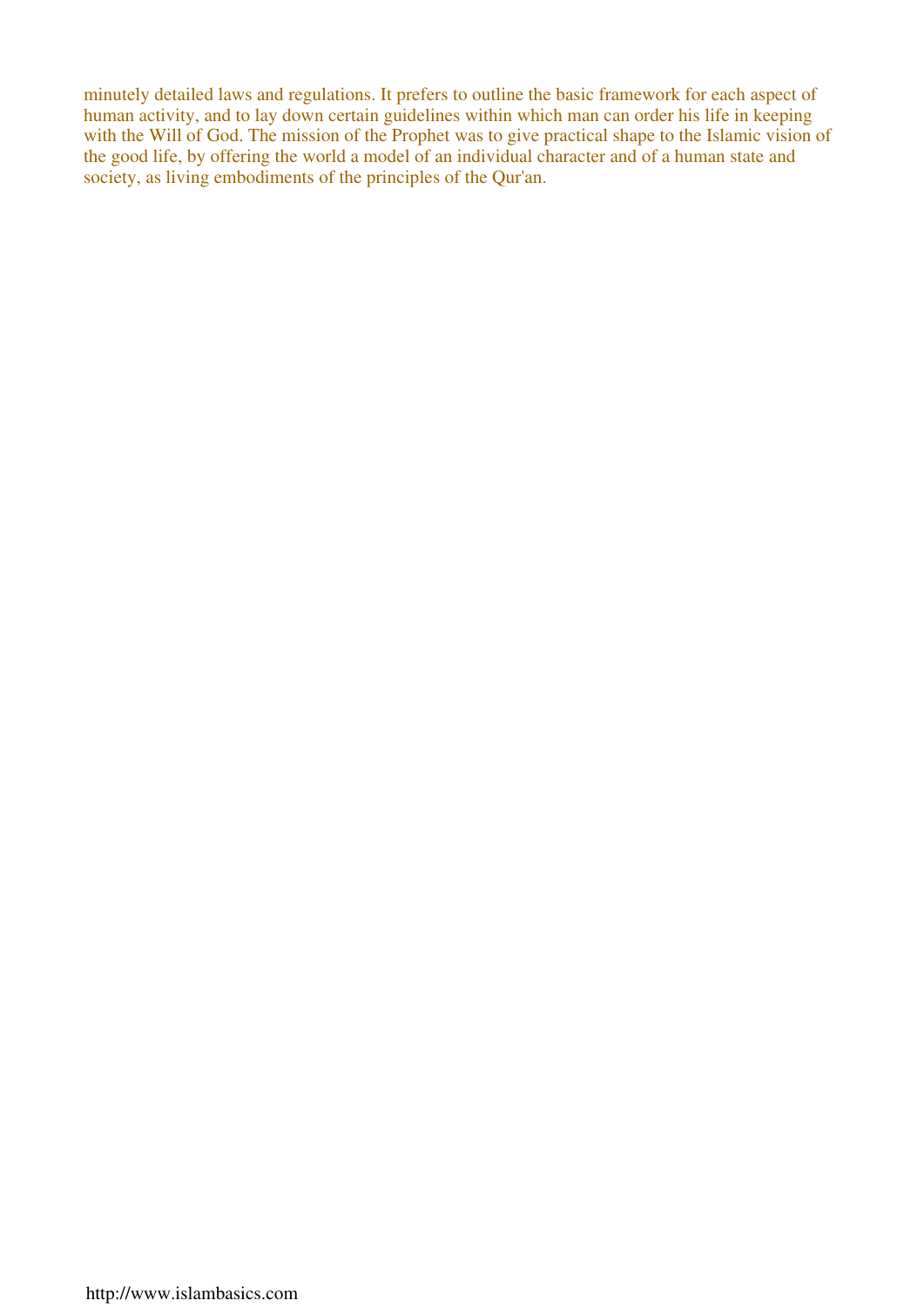minutely detailed laws and regulations. It prefers to outline the basic framework for each aspect of human activity, and to lay down certain guidelines within which man can order his life in keeping with the Will of God. The mission of the Prophet was to give practical shape to the Islamic vision of the good life, by offering the world a model of an individual character and of a human state and society, as living embodiments of the principles of the Qur'an.